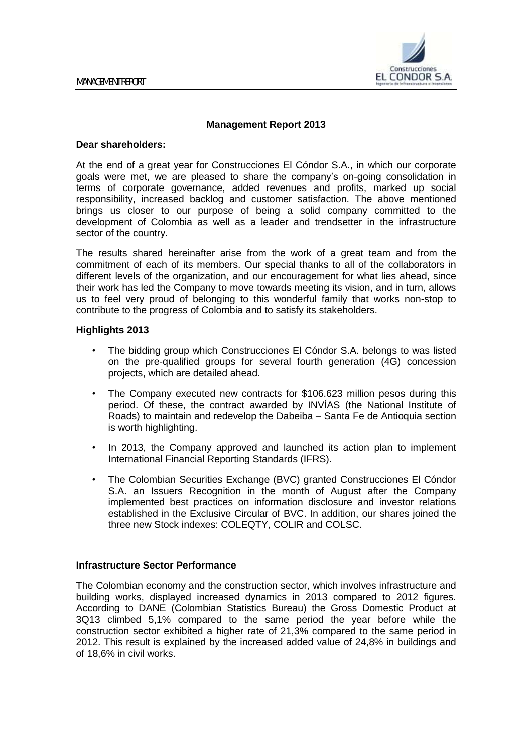## Management Report 2013

**Dear shareholders:**

At the end of a great year for Construcciones El Cóndor S.A., in which our corporate goals were met, we are pleased to share the company's on-going consolidation in terms of corporate governance, added revenues and profits, marked up social responsibility, increased backlog and customer satisfaction. The above mentioned brings us closer to our purpose of being a solid company committed to the development of Colombia as well as a leader and trendsetter in the infrastructure sector of the country.

The results shared hereinafter arise from the work of a great team and from the commitment of each of its members. Our special thanks to all of the collaborators in different levels of the organization, and our encouragement for what lies ahead, since their work has led the Company to move towards meeting its vision, and in turn, allows us to feel very proud of belonging to this wonderful family that works non-stop to contribute to the progress of Colombia and to satisfy its stakeholders.

### Highlights 2013

- The bidding group which Construcciones El Cóndor S.A. belongs to was listed on the pre-qualified groups for several fourth generation (4G) concession projects, which are detailed ahead.
- The Company executed new contracts for $106.623 million pesos during this period. Of these, the contract awarded by INVÍAS (the National Institute of Roads) to maintain and redevelop the Dabeiba – Santa Fe de Antioquia section is worth highlighting.
- In 2013, the Company approved and launched its action plan to implement International Financial Reporting Standards (IFRS).
- The Colombian Securities Exchange (BVC) granted Construcciones El Cóndor S.A. an Issuers Recognition in the month of August after the Company implemented best practices on information disclosure and investor relations established in the Exclusive Circular of BVC. In addition, our shares joined the three new Stock indexes: COLEQTY, COLIR and COLSC.

### Infrastructure Sector Performance

The Colombian economy and the construction sector, which involves infrastructure and building works, displayed increased dynamics in 2013 compared to 2012 figures. According to DANE (Colombian Statistics Bureau) the Gross Domestic Product at 3Q13 climbed 5,1% compared to the same period the year before while the construction sector exhibited a higher rate of 21,3% compared to the same period in 2012. This result is explained by the increased added value of 24,8% in buildings and of 18,6% in civil works.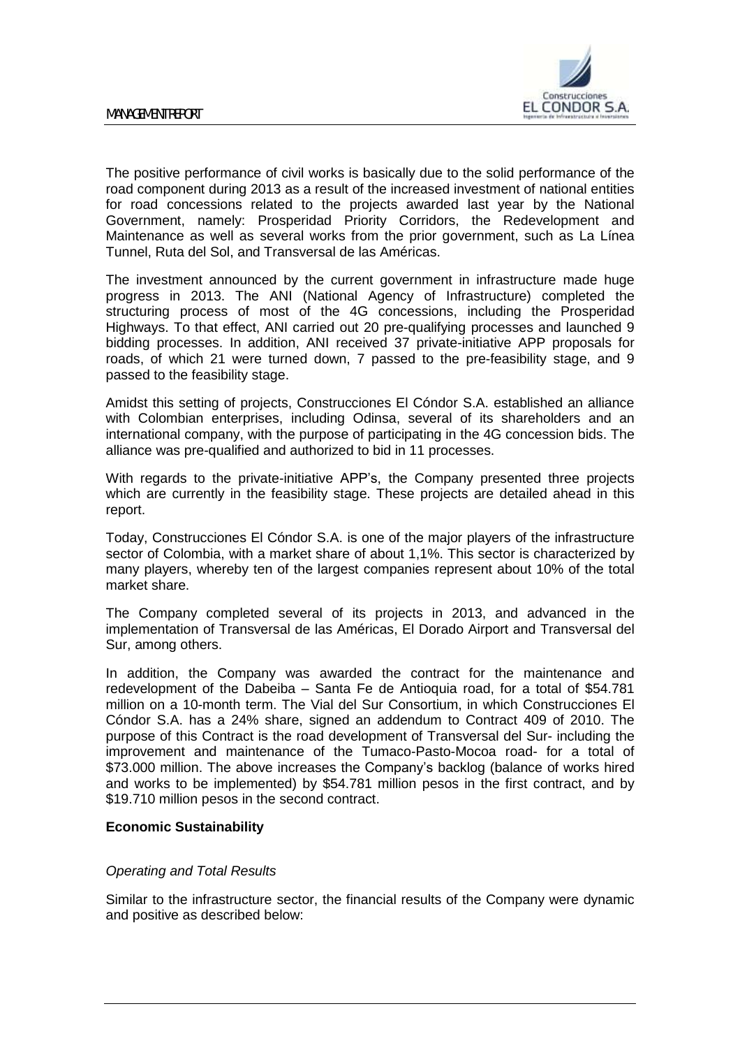The positive performance of civil works is basically due to the solid performance of the road component during 2013 as a result of the increased investment of national entities for road concessions related to the projects awarded last year by the National Government, namely: Prosperidad Priority Corridors, the Redevelopment and Maintenance as well as several works from the prior government, such as La Línea Tunnel, Ruta del Sol, and Transversal de las Américas.

The investment announced by the current government in infrastructure made huge progress in 2013. The ANI (National Agency of Infrastructure) completed the structuring process of most of the 4G concessions, including the Prosperidad Highways. To that effect, ANI carried out 20 pre-qualifying processes and launched 9 bidding processes. In addition, ANI received 37 private-initiative APP proposals for roads, of which 21 were turned down, 7 passed to the pre-feasibility stage, and 9 passed to the feasibility stage.

Amidst this setting of projects, Construcciones El Cóndor S.A. established an alliance with Colombian enterprises, including Odinsa, several of its shareholders and an international company, with the purpose of participating in the 4G concession bids. The alliance was pre-qualified and authorized to bid in 11 processes.

With regards to the private-initiative APP's, the Company presented three projects which are currently in the feasibility stage. These projects are detailed ahead in this report.

Today, Construcciones El Cóndor S.A. is one of the major players of the infrastructure sector of Colombia, with a market share of about 1,1%. This sector is characterized by many players, whereby ten of the largest companies represent about 10% of the total market share.

The Company completed several of its projects in 2013, and advanced in the implementation of Transversal de las Américas, El Dorado Airport and Transversal del Sur, among others.

In addition, the Company was awarded the contract for the maintenance and redevelopment of the Dabeiba – Santa Fe de Antioquia road, for a total of $54.781 million on a 10-month term. The Vial del Sur Consortium, in which Construcciones El Cóndor S.A. has a 24% share, signed an addendum to Contract 409 of 2010. The purpose of this Contract is the road development of Transversal del Sur- including the improvement and maintenance of the Tumaco-Pasto-Mocoa road- for a total of $73.000 million. The above increases the Company's backlog (balance of works hired and works to be implemented) by $54.781 million pesos in the first contract, and by $19.710 million pesos in the second contract.

**Economic Sustainability**

*Operating and Total Results*

Similar to the infrastructure sector, the financial results of the Company were dynamic and positive as described below: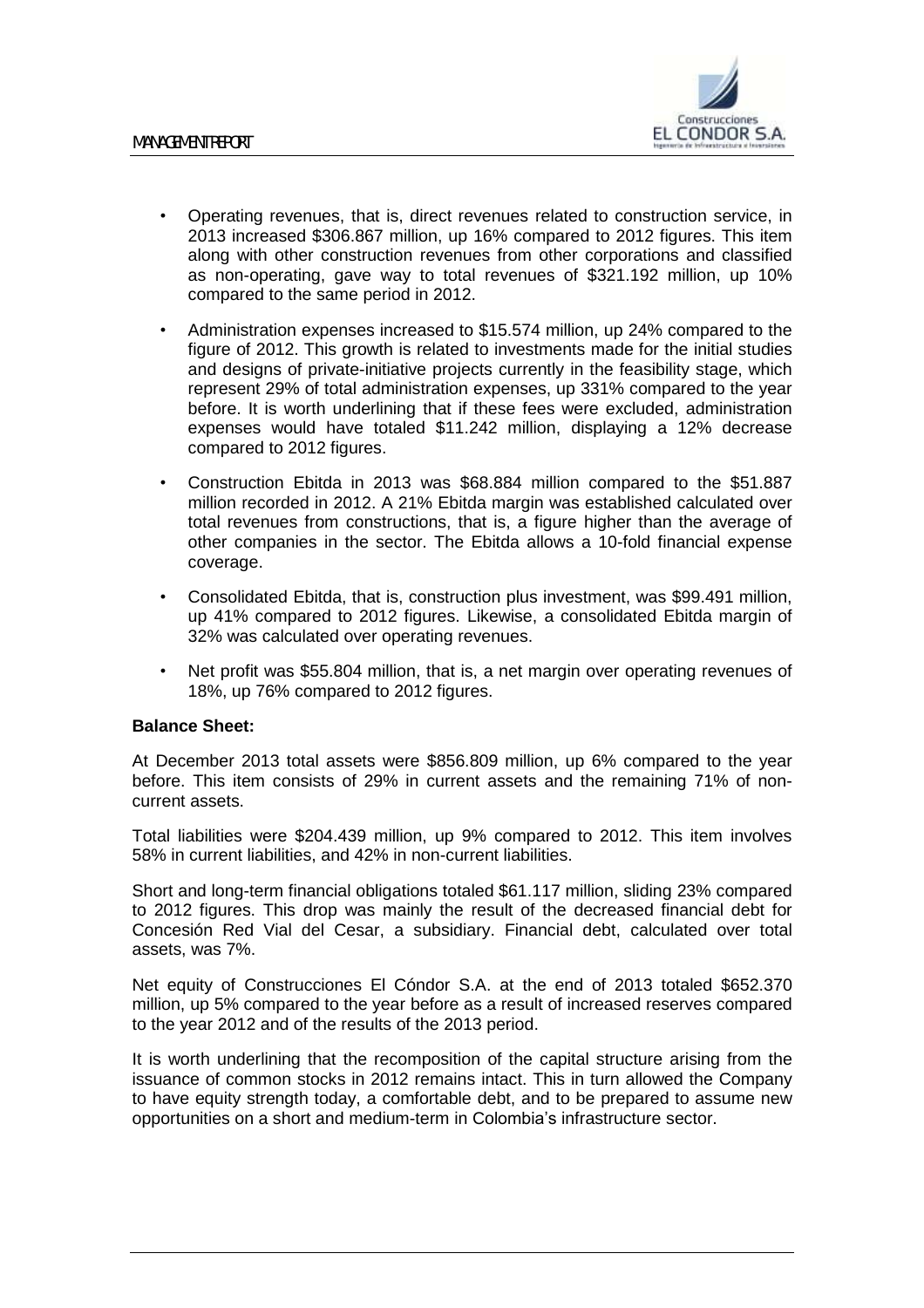- Operating revenues, that is, direct revenues related to construction service, in 2013 increased $306.867 million, up 16% compared to 2012 figures. This item along with other construction revenues from other corporations and classified as non-operating, gave way to total revenues of $321.192 million, up 10% compared to the same period in 2012.
- Administration expenses increased to $15.574 million, up 24% compared to the figure of 2012. This growth is related to investments made for the initial studies and designs of private-initiative projects currently in the feasibility stage, which represent 29% of total administration expenses, up 331% compared to the year before. It is worth underlining that if these fees were excluded, administration expenses would have totaled $11.242 million, displaying a 12% decrease compared to 2012 figures.
- Construction Ebitda in 2013 was $68.884 million compared to the $51.887 million recorded in 2012. A 21% Ebitda margin was established calculated over total revenues from constructions, that is, a figure higher than the average of other companies in the sector. The Ebitda allows a 10-fold financial expense coverage.
- Consolidated Ebitda, that is, construction plus investment, was $99.491 million, up 41% compared to 2012 figures. Likewise, a consolidated Ebitda margin of 32% was calculated over operating revenues.
- Net profit was $55.804 million, that is, a net margin over operating revenues of 18%, up 76% compared to 2012 figures.

**Balance Sheet:**

At December 2013 total assets were $856.809 million, up 6% compared to the year before. This item consists of 29% in current assets and the remaining 71% of non-current assets.

Total liabilities were $204.439 million, up 9% compared to 2012. This item involves 58% in current liabilities, and 42% in non-current liabilities.

Short and long-term financial obligations totaled $61.117 million, sliding 23% compared to 2012 figures. This drop was mainly the result of the decreased financial debt for Concesión Red Vial del Cesar, a subsidiary. Financial debt, calculated over total assets, was 7%.

Net equity of Construcciones El Cóndor S.A. at the end of 2013 totaled $652.370 million, up 5% compared to the year before as a result of increased reserves compared to the year 2012 and of the results of the 2013 period.

It is worth underlining that the recomposition of the capital structure arising from the issuance of common stocks in 2012 remains intact. This in turn allowed the Company to have equity strength today, a comfortable debt, and to be prepared to assume new opportunities on a short and medium-term in Colombia's infrastructure sector.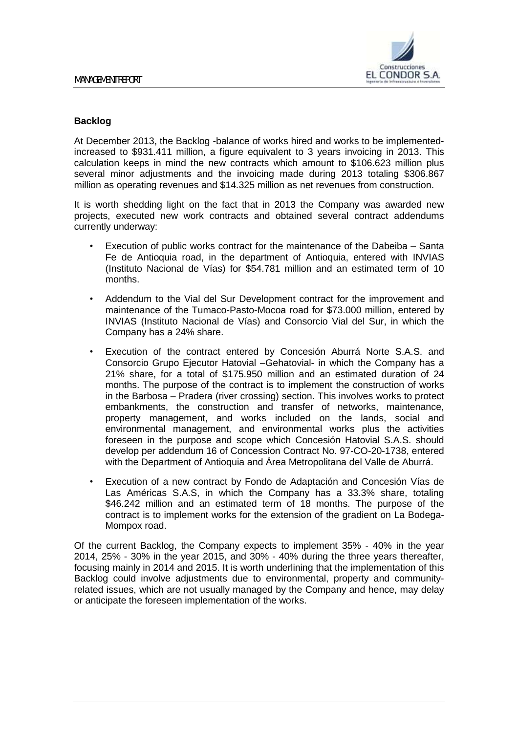**Backlog**

At December 2013, the Backlog -balance of works hired and works to be implemented- increased to $931.411 million, a figure equivalent to 3 years invoicing in 2013. This calculation keeps in mind the new contracts which amount to $106.623 million plus several minor adjustments and the invoicing made during 2013 totaling $306.867 million as operating revenues and $14.325 million as net revenues from construction.

It is worth shedding light on the fact that in 2013 the Company was awarded new projects, executed new work contracts and obtained several contract addendums currently underway:

- Execution of public works contract for the maintenance of the Dabeiba – Santa Fe de Antioquia road, in the department of Antioquia, entered with INVIAS (Instituto Nacional de Vías) for $54.781 million and an estimated term of 10 months.
- Addendum to the Vial del Sur Development contract for the improvement and maintenance of the Tumaco-Pasto-Mocoa road for $73.000 million, entered by INVIAS (Instituto Nacional de Vías) and Consorcio Vial del Sur, in which the Company has a 24% share.
- Execution of the contract entered by Concesión Aburrá Norte S.A.S. and Consorcio Grupo Ejecutor Hatovial –Gehatovial- in which the Company has a 21% share, for a total of $175.950 million and an estimated duration of 24 months. The purpose of the contract is to implement the construction of works in the Barbosa – Pradera (river crossing) section. This involves works to protect embankments, the construction and transfer of networks, maintenance, property management, and works included on the lands, social and environmental management, and environmental works plus the activities foreseen in the purpose and scope which Concesión Hatovial S.A.S. should develop per addendum 16 of Concession Contract No. 97-CO-20-1738, entered with the Department of Antioquia and Área Metropolitana del Valle de Aburrá.
- Execution of a new contract by Fondo de Adaptación and Concesión Vías de Las Américas S.A.S, in which the Company has a 33.3% share, totaling $46.242 million and an estimated term of 18 months. The purpose of the contract is to implement works for the extension of the gradient on La Bodega-Mompox road.

Of the current Backlog, the Company expects to implement 35% - 40% in the year 2014, 25% - 30% in the year 2015, and 30% - 40% during the three years thereafter, focusing mainly in 2014 and 2015. It is worth underlining that the implementation of this Backlog could involve adjustments due to environmental, property and community-related issues, which are not usually managed by the Company and hence, may delay or anticipate the foreseen implementation of the works.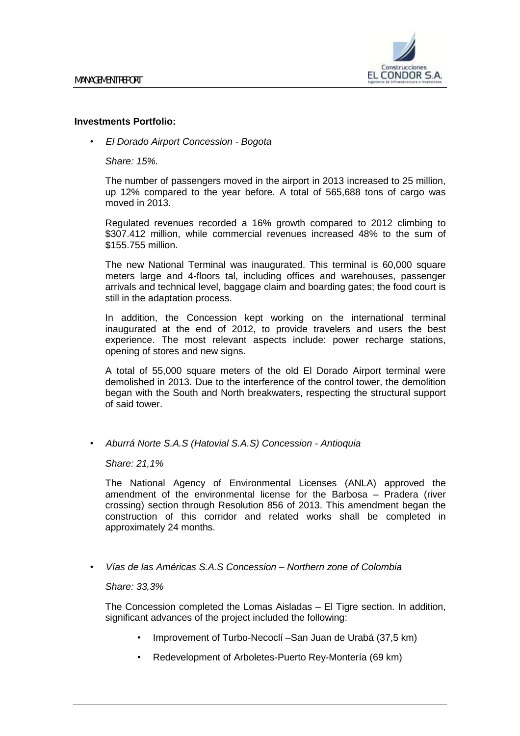**Investments Portfolio:**

- *El Dorado Airport Concession - Bogota*

  *Share: 15%.*

  The number of passengers moved in the airport in 2013 increased to 25 million, up 12% compared to the year before. A total of 565,688 tons of cargo was moved in 2013.

  Regulated revenues recorded a 16% growth compared to 2012 climbing to $307.412 million, while commercial revenues increased 48% to the sum of $155.755 million.

  The new National Terminal was inaugurated. This terminal is 60,000 square meters large and 4-floors tal, including offices and warehouses, passenger arrivals and technical level, baggage claim and boarding gates; the food court is still in the adaptation process.

  In addition, the Concession kept working on the international terminal inaugurated at the end of 2012, to provide travelers and users the best experience. The most relevant aspects include: power recharge stations, opening of stores and new signs.

  A total of 55,000 square meters of the old El Dorado Airport terminal were demolished in 2013. Due to the interference of the control tower, the demolition began with the South and North breakwaters, respecting the structural support of said tower.

- *Aburrá Norte S.A.S (Hatovial S.A.S) Concession - Antioquia*

  *Share: 21,1%*

  The National Agency of Environmental Licenses (ANLA) approved the amendment of the environmental license for the Barbosa – Pradera (river crossing) section through Resolution 856 of 2013. This amendment began the construction of this corridor and related works shall be completed in approximately 24 months.

- *Vías de las Américas S.A.S Concession – Northern zone of Colombia*

  *Share: 33,3%*

  The Concession completed the Lomas Aisladas – El Tigre section. In addition, significant advances of the project included the following:

  - Improvement of Turbo-Necoclí –San Juan de Urabá (37,5 km)
  - Redevelopment of Arboletes-Puerto Rey-Montería (69 km)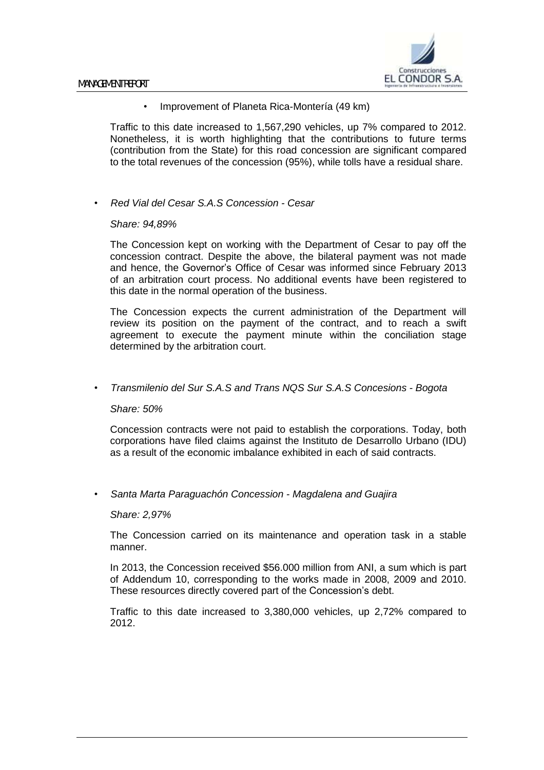- Improvement of Planeta Rica-Montería (49 km)

Traffic to this date increased to 1,567,290 vehicles, up 7% compared to 2012. Nonetheless, it is worth highlighting that the contributions to future terms (contribution from the State) for this road concession are significant compared to the total revenues of the concession (95%), while tolls have a residual share.

- *Red Vial del Cesar S.A.S Concession - Cesar*

  *Share: 94,89%*

  The Concession kept on working with the Department of Cesar to pay off the concession contract. Despite the above, the bilateral payment was not made and hence, the Governor's Office of Cesar was informed since February 2013 of an arbitration court process. No additional events have been registered to this date in the normal operation of the business.

  The Concession expects the current administration of the Department will review its position on the payment of the contract, and to reach a swift agreement to execute the payment minute within the conciliation stage determined by the arbitration court.

- *Transmilenio del Sur S.A.S and Trans NQS Sur S.A.S Concesions - Bogota*

  *Share: 50%*

  Concession contracts were not paid to establish the corporations. Today, both corporations have filed claims against the Instituto de Desarrollo Urbano (IDU) as a result of the economic imbalance exhibited in each of said contracts.

- *Santa Marta Paraguachón Concession - Magdalena and Guajira*

  *Share: 2,97%*

  The Concession carried on its maintenance and operation task in a stable manner.

  In 2013, the Concession received $56.000 million from ANI, a sum which is part of Addendum 10, corresponding to the works made in 2008, 2009 and 2010. These resources directly covered part of the Concession's debt.

  Traffic to this date increased to 3,380,000 vehicles, up 2,72% compared to 2012.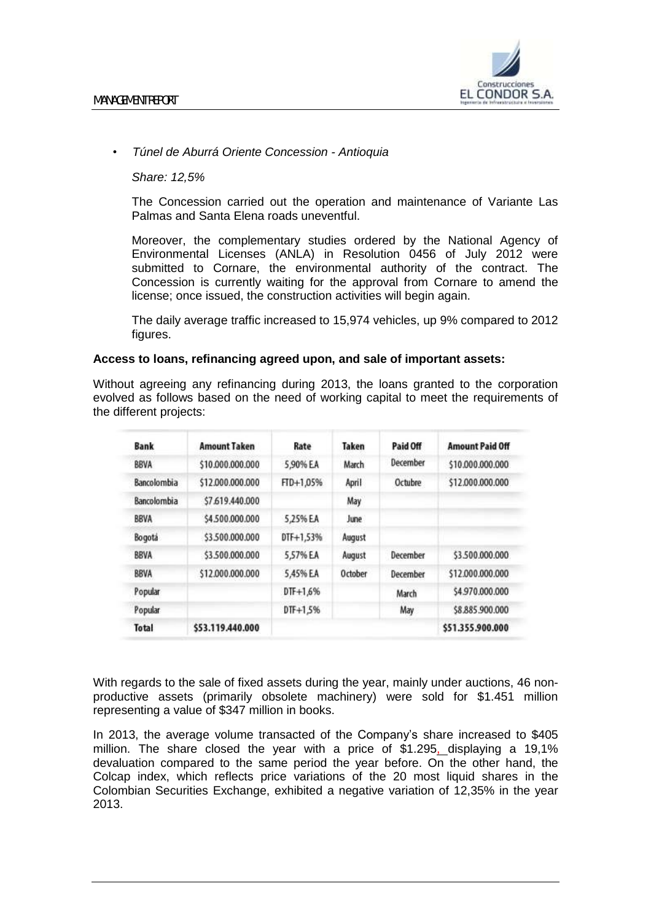- *Túnel de Aburrá Oriente Concession - Antioquia*

  *Share: 12,5%*

  The Concession carried out the operation and maintenance of Variante Las Palmas and Santa Elena roads uneventful.

  Moreover, the complementary studies ordered by the National Agency of Environmental Licenses (ANLA) in Resolution 0456 of July 2012 were submitted to Cornare, the environmental authority of the contract. The Concession is currently waiting for the approval from Cornare to amend the license; once issued, the construction activities will begin again.

  The daily average traffic increased to 15,974 vehicles, up 9% compared to 2012 figures.

**Access to loans, refinancing agreed upon, and sale of important assets:**

Without agreeing any refinancing during 2013, the loans granted to the corporation evolved as follows based on the need of working capital to meet the requirements of the different projects:

| Bank | Amount Taken | Rate | Taken | Paid Off | Amount Paid Off |
|---|---|---|---|---|---|
| BBVA | $10.000.000.000 | 5,90% EA | March | December | $10.000.000.000 |
| Bancolombia | $12.000.000.000 | FTD+1,05% | April | Octubre | $12.000.000.000 |
| Bancolombia | $7.619.440.000 | | May | | |
| BBVA | $4.500.000.000 | 5,25% EA | June | | |
| Bogotá | $3.500.000.000 | DTF+1,53% | August | | |
| BBVA | $3.500.000.000 | 5,57% EA | August | December | $3.500.000.000 |
| BBVA | $12.000.000.000 | 5,45% EA | October | December | $12.000.000.000 |
| Popular | | DTF+1,6% | | March | $4.970.000.000 |
| Popular | | DTF+1,5% | | May | $8.885.900.000 |
| **Total** | **$53.119.440.000** | | | | **$51.355.900.000** |

With regards to the sale of fixed assets during the year, mainly under auctions, 46 non-productive assets (primarily obsolete machinery) were sold for $1.451 million representing a value of $347 million in books.

In 2013, the average volume transacted of the Company's share increased to $405 million. The share closed the year with a price of $1.295, displaying a 19,1% devaluation compared to the same period the year before. On the other hand, the Colcap index, which reflects price variations of the 20 most liquid shares in the Colombian Securities Exchange, exhibited a negative variation of 12,35% in the year 2013.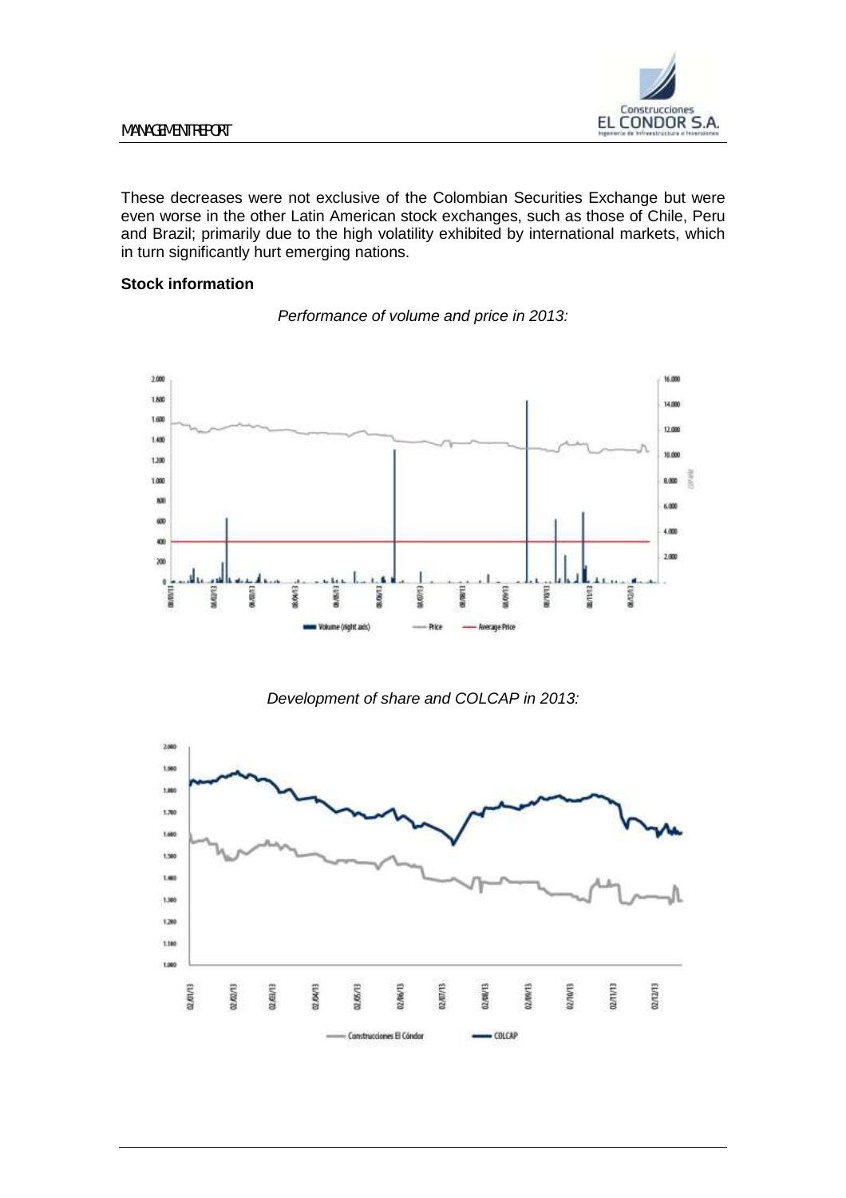These decreases were not exclusive of the Colombian Securities Exchange but were even worse in the other Latin American stock exchanges, such as those of Chile, Peru and Brazil; primarily due to the high volatility exhibited by international markets, which in turn significantly hurt emerging nations.

**Stock information**

*Performance of volume and price in 2013:*

*Development of share and COLCAP in 2013:*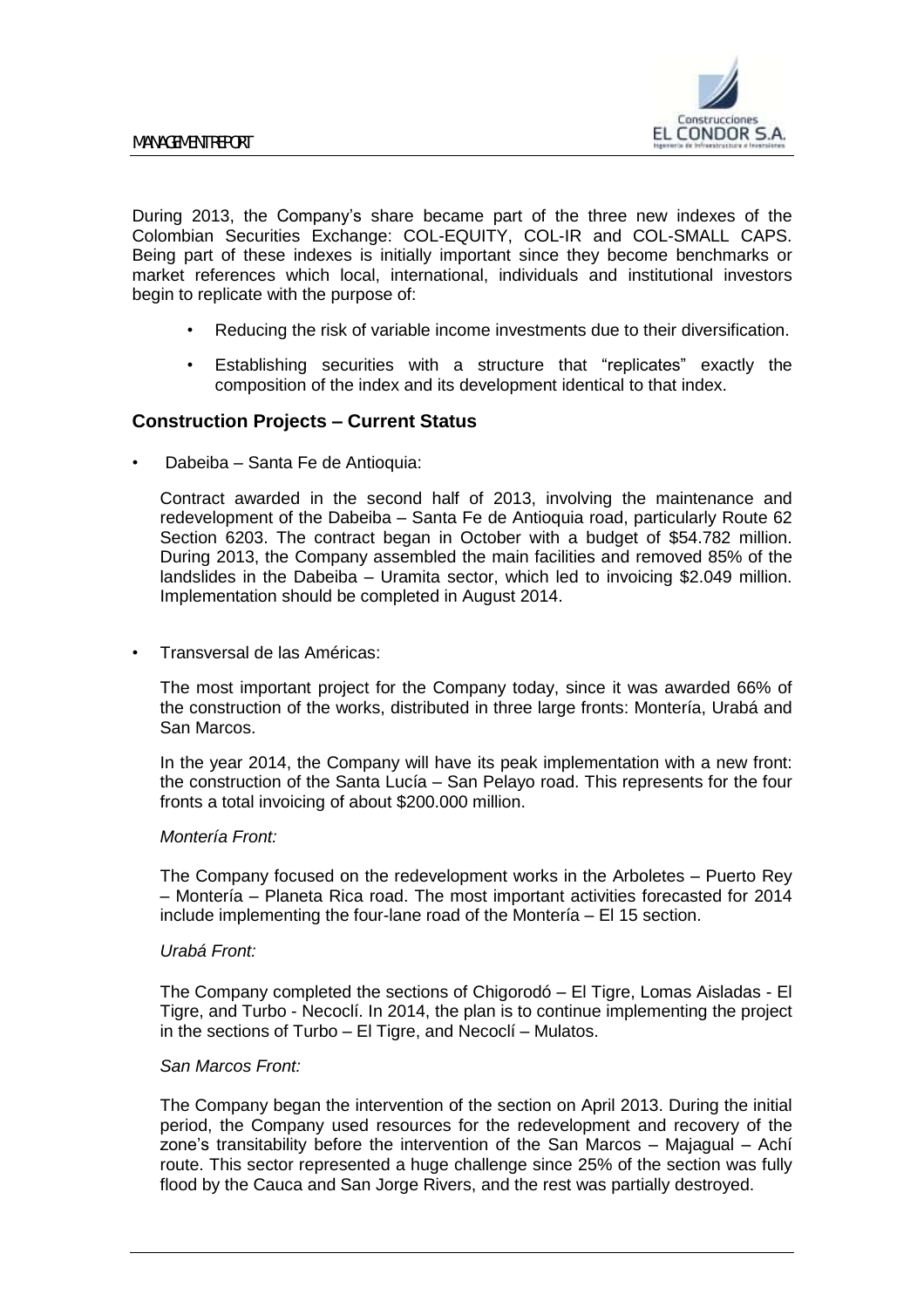During 2013, the Company's share became part of the three new indexes of the Colombian Securities Exchange: COL-EQUITY, COL-IR and COL-SMALL CAPS. Being part of these indexes is initially important since they become benchmarks or market references which local, international, individuals and institutional investors begin to replicate with the purpose of:

- Reducing the risk of variable income investments due to their diversification.
- Establishing securities with a structure that "replicates" exactly the composition of the index and its development identical to that index.

## Construction Projects – Current Status

- Dabeiba – Santa Fe de Antioquia:

  Contract awarded in the second half of 2013, involving the maintenance and redevelopment of the Dabeiba – Santa Fe de Antioquia road, particularly Route 62 Section 6203. The contract began in October with a budget of $54.782 million. During 2013, the Company assembled the main facilities and removed 85% of the landslides in the Dabeiba – Uramita sector, which led to invoicing $2.049 million. Implementation should be completed in August 2014.

- Transversal de las Américas:

  The most important project for the Company today, since it was awarded 66% of the construction of the works, distributed in three large fronts: Montería, Urabá and San Marcos.

  In the year 2014, the Company will have its peak implementation with a new front: the construction of the Santa Lucía – San Pelayo road. This represents for the four fronts a total invoicing of about $200.000 million.

  *Montería Front:*

  The Company focused on the redevelopment works in the Arboletes – Puerto Rey – Montería – Planeta Rica road. The most important activities forecasted for 2014 include implementing the four-lane road of the Montería – El 15 section.

  *Urabá Front:*

  The Company completed the sections of Chigorodó – El Tigre, Lomas Aisladas - El Tigre, and Turbo - Necoclí. In 2014, the plan is to continue implementing the project in the sections of Turbo – El Tigre, and Necoclí – Mulatos.

  *San Marcos Front:*

  The Company began the intervention of the section on April 2013. During the initial period, the Company used resources for the redevelopment and recovery of the zone's transitability before the intervention of the San Marcos – Majagual – Achí route. This sector represented a huge challenge since 25% of the section was fully flood by the Cauca and San Jorge Rivers, and the rest was partially destroyed.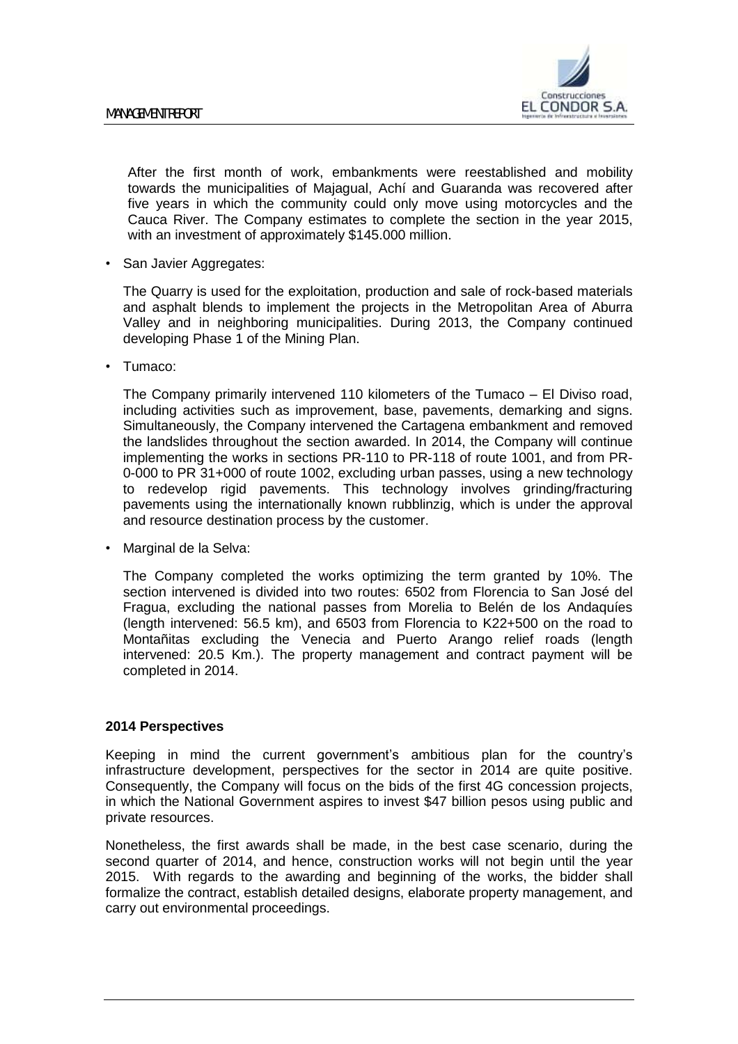After the first month of work, embankments were reestablished and mobility towards the municipalities of Majagual, Achí and Guaranda was recovered after five years in which the community could only move using motorcycles and the Cauca River. The Company estimates to complete the section in the year 2015, with an investment of approximately $145.000 million.

- San Javier Aggregates:

  The Quarry is used for the exploitation, production and sale of rock-based materials and asphalt blends to implement the projects in the Metropolitan Area of Aburra Valley and in neighboring municipalities. During 2013, the Company continued developing Phase 1 of the Mining Plan.

- Tumaco:

  The Company primarily intervened 110 kilometers of the Tumaco – El Diviso road, including activities such as improvement, base, pavements, demarking and signs. Simultaneously, the Company intervened the Cartagena embankment and removed the landslides throughout the section awarded. In 2014, the Company will continue implementing the works in sections PR-110 to PR-118 of route 1001, and from PR-0-000 to PR 31+000 of route 1002, excluding urban passes, using a new technology to redevelop rigid pavements. This technology involves grinding/fracturing pavements using the internationally known rubblinzig, which is under the approval and resource destination process by the customer.

- Marginal de la Selva:

  The Company completed the works optimizing the term granted by 10%. The section intervened is divided into two routes: 6502 from Florencia to San José del Fragua, excluding the national passes from Morelia to Belén de los Andaquíes (length intervened: 56.5 km), and 6503 from Florencia to K22+500 on the road to Montañitas excluding the Venecia and Puerto Arango relief roads (length intervened: 20.5 Km.). The property management and contract payment will be completed in 2014.

**2014 Perspectives**

Keeping in mind the current government's ambitious plan for the country's infrastructure development, perspectives for the sector in 2014 are quite positive. Consequently, the Company will focus on the bids of the first 4G concession projects, in which the National Government aspires to invest $47 billion pesos using public and private resources.

Nonetheless, the first awards shall be made, in the best case scenario, during the second quarter of 2014, and hence, construction works will not begin until the year 2015. With regards to the awarding and beginning of the works, the bidder shall formalize the contract, establish detailed designs, elaborate property management, and carry out environmental proceedings.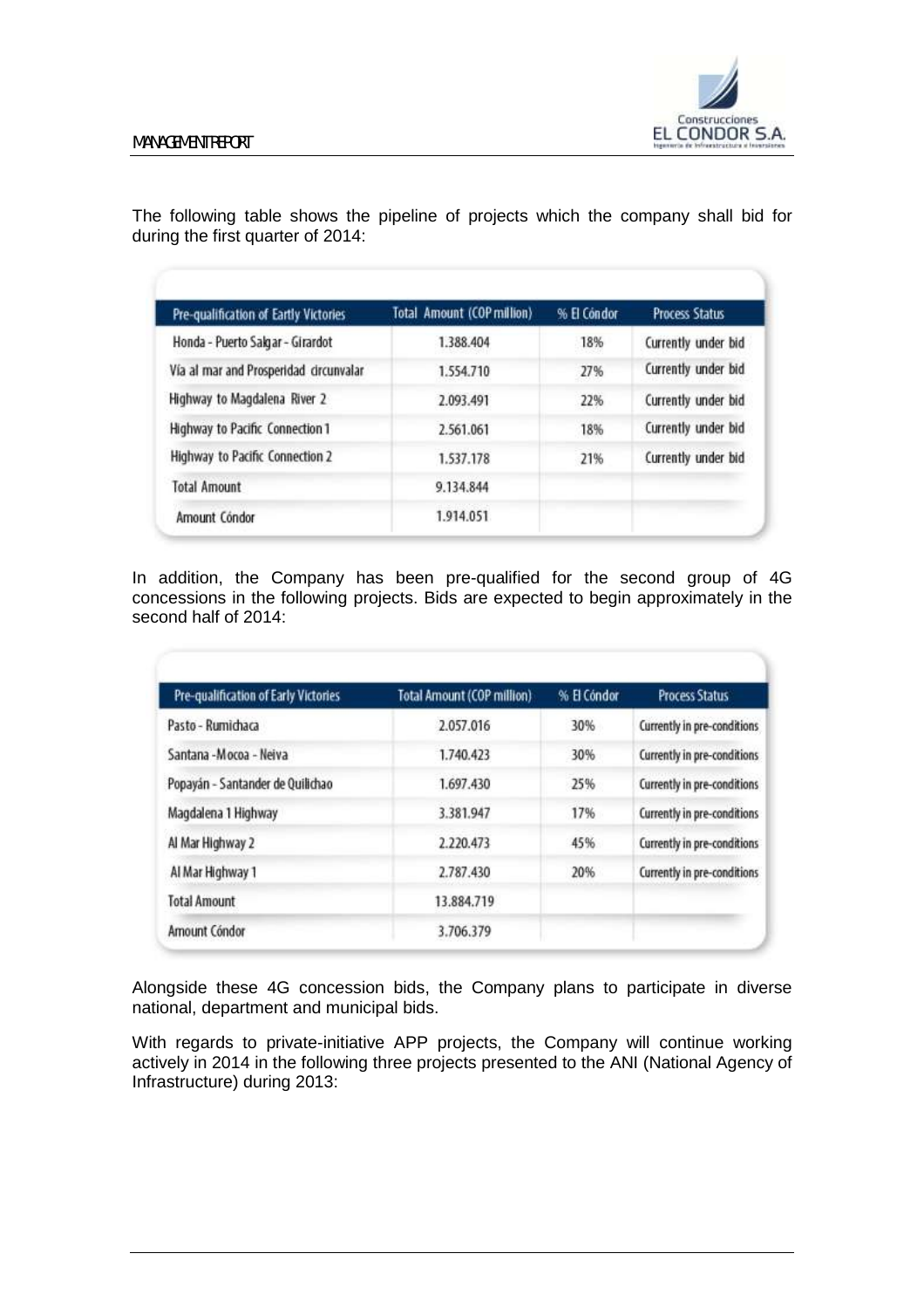The following table shows the pipeline of projects which the company shall bid for during the first quarter of 2014:

| Pre-qualification of Eartly Victories | Total Amount (COP million) | % El Cóndor | Process Status |
|---|---|---|---|
| Honda - Puerto Salgar - Girardot | 1.388.404 | 18% | Currently under bid |
| Vía al mar and Prosperidad circunvalar | 1.554.710 | 27% | Currently under bid |
| Highway to Magdalena River 2 | 2.093.491 | 22% | Currently under bid |
| Highway to Pacific Connection 1 | 2.561.061 | 18% | Currently under bid |
| Highway to Pacific Connection 2 | 1.537.178 | 21% | Currently under bid |
| Total Amount | 9.134.844 | | |
| Amount Cóndor | 1.914.051 | | |

In addition, the Company has been pre-qualified for the second group of 4G concessions in the following projects. Bids are expected to begin approximately in the second half of 2014:

| Pre-qualification of Early Victories | Total Amount (COP million) | % El Cóndor | Process Status |
|---|---|---|---|
| Pasto - Rumichaca | 2.057.016 | 30% | Currently in pre-conditions |
| Santana -Mocoa - Neiva | 1.740.423 | 30% | Currently in pre-conditions |
| Popayán - Santander de Quilichao | 1.697.430 | 25% | Currently in pre-conditions |
| Magdalena 1 Highway | 3.381.947 | 17% | Currently in pre-conditions |
| Al Mar Highway 2 | 2.220.473 | 45% | Currently in pre-conditions |
| Al Mar Highway 1 | 2.787.430 | 20% | Currently in pre-conditions |
| Total Amount | 13.884.719 | | |
| Amount Cóndor | 3.706.379 | | |

Alongside these 4G concession bids, the Company plans to participate in diverse national, department and municipal bids.

With regards to private-initiative APP projects, the Company will continue working actively in 2014 in the following three projects presented to the ANI (National Agency of Infrastructure) during 2013: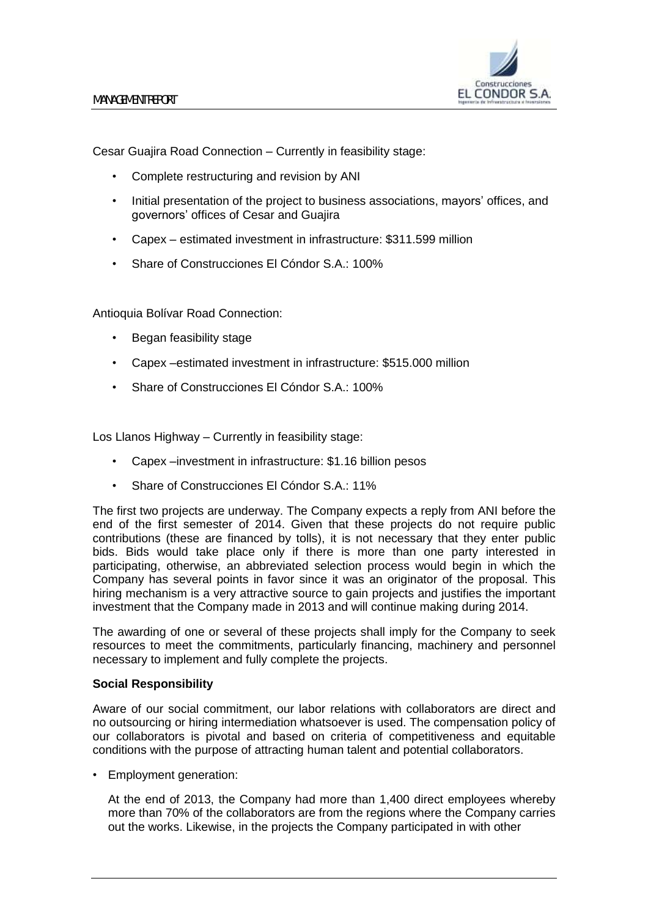Cesar Guajira Road Connection – Currently in feasibility stage:

- Complete restructuring and revision by ANI
- Initial presentation of the project to business associations, mayors' offices, and governors' offices of Cesar and Guajira
- Capex – estimated investment in infrastructure: $311.599 million
- Share of Construcciones El Cóndor S.A.: 100%

Antioquia Bolívar Road Connection:

- Began feasibility stage
- Capex –estimated investment in infrastructure: $515.000 million
- Share of Construcciones El Cóndor S.A.: 100%

Los Llanos Highway – Currently in feasibility stage:

- Capex –investment in infrastructure: $1.16 billion pesos
- Share of Construcciones El Cóndor S.A.: 11%

The first two projects are underway. The Company expects a reply from ANI before the end of the first semester of 2014. Given that these projects do not require public contributions (these are financed by tolls), it is not necessary that they enter public bids. Bids would take place only if there is more than one party interested in participating, otherwise, an abbreviated selection process would begin in which the Company has several points in favor since it was an originator of the proposal. This hiring mechanism is a very attractive source to gain projects and justifies the important investment that the Company made in 2013 and will continue making during 2014.

The awarding of one or several of these projects shall imply for the Company to seek resources to meet the commitments, particularly financing, machinery and personnel necessary to implement and fully complete the projects.

**Social Responsibility**

Aware of our social commitment, our labor relations with collaborators are direct and no outsourcing or hiring intermediation whatsoever is used. The compensation policy of our collaborators is pivotal and based on criteria of competitiveness and equitable conditions with the purpose of attracting human talent and potential collaborators.

- Employment generation:

  At the end of 2013, the Company had more than 1,400 direct employees whereby more than 70% of the collaborators are from the regions where the Company carries out the works. Likewise, in the projects the Company participated in with other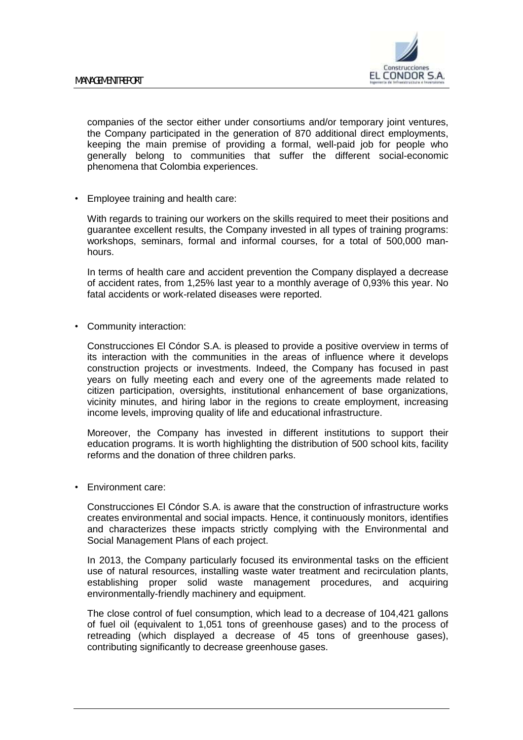companies of the sector either under consortiums and/or temporary joint ventures, the Company participated in the generation of 870 additional direct employments, keeping the main premise of providing a formal, well-paid job for people who generally belong to communities that suffer the different social-economic phenomena that Colombia experiences.

- Employee training and health care:

  With regards to training our workers on the skills required to meet their positions and guarantee excellent results, the Company invested in all types of training programs: workshops, seminars, formal and informal courses, for a total of 500,000 man-hours.

  In terms of health care and accident prevention the Company displayed a decrease of accident rates, from 1,25% last year to a monthly average of 0,93% this year. No fatal accidents or work-related diseases were reported.

- Community interaction:

  Construcciones El Cóndor S.A. is pleased to provide a positive overview in terms of its interaction with the communities in the areas of influence where it develops construction projects or investments. Indeed, the Company has focused in past years on fully meeting each and every one of the agreements made related to citizen participation, oversights, institutional enhancement of base organizations, vicinity minutes, and hiring labor in the regions to create employment, increasing income levels, improving quality of life and educational infrastructure.

  Moreover, the Company has invested in different institutions to support their education programs. It is worth highlighting the distribution of 500 school kits, facility reforms and the donation of three children parks.

- Environment care:

  Construcciones El Cóndor S.A. is aware that the construction of infrastructure works creates environmental and social impacts. Hence, it continuously monitors, identifies and characterizes these impacts strictly complying with the Environmental and Social Management Plans of each project.

  In 2013, the Company particularly focused its environmental tasks on the efficient use of natural resources, installing waste water treatment and recirculation plants, establishing proper solid waste management procedures, and acquiring environmentally-friendly machinery and equipment.

  The close control of fuel consumption, which lead to a decrease of 104,421 gallons of fuel oil (equivalent to 1,051 tons of greenhouse gases) and to the process of retreading (which displayed a decrease of 45 tons of greenhouse gases), contributing significantly to decrease greenhouse gases.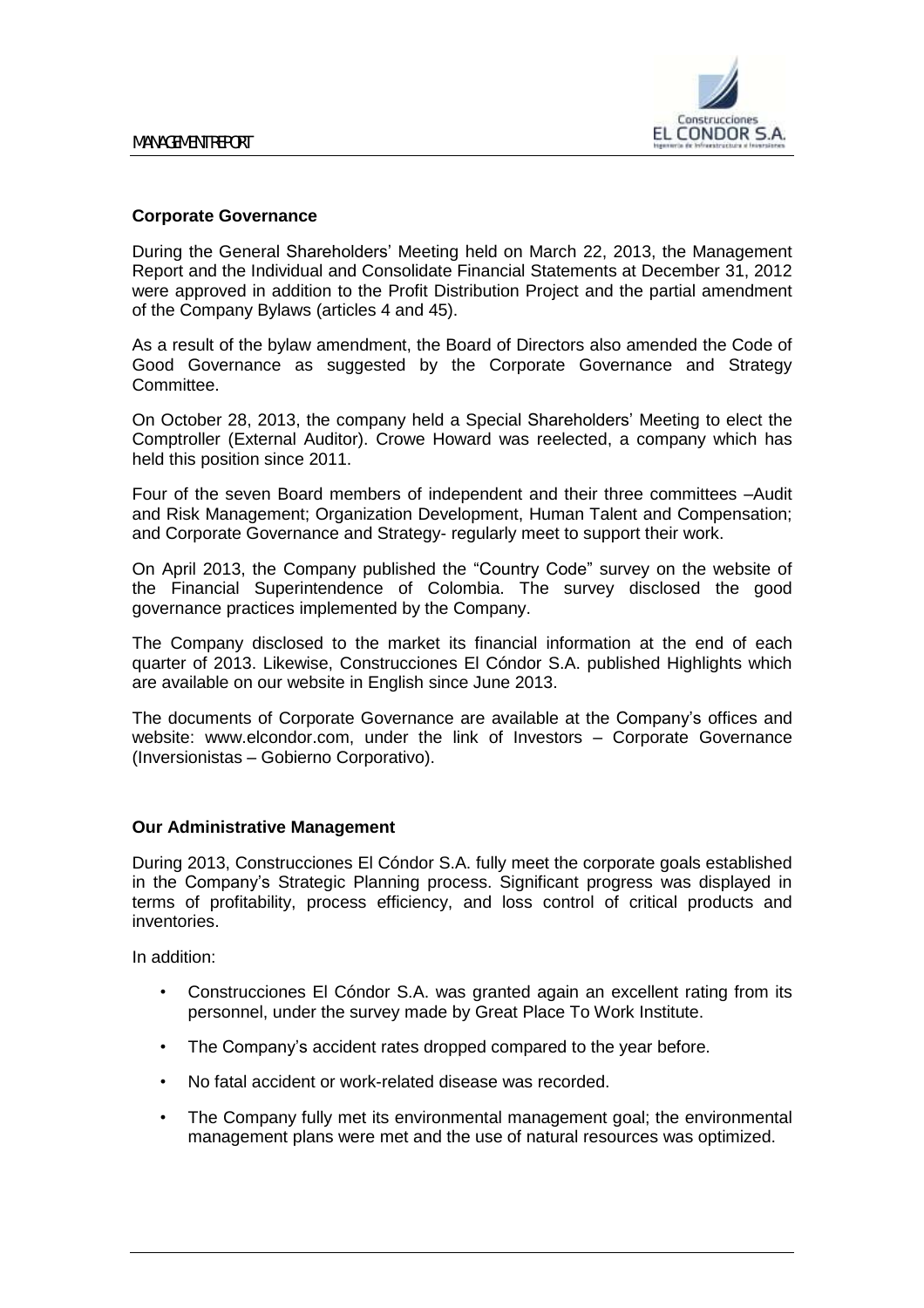**Corporate Governance**

During the General Shareholders' Meeting held on March 22, 2013, the Management Report and the Individual and Consolidate Financial Statements at December 31, 2012 were approved in addition to the Profit Distribution Project and the partial amendment of the Company Bylaws (articles 4 and 45).

As a result of the bylaw amendment, the Board of Directors also amended the Code of Good Governance as suggested by the Corporate Governance and Strategy Committee.

On October 28, 2013, the company held a Special Shareholders' Meeting to elect the Comptroller (External Auditor). Crowe Howard was reelected, a company which has held this position since 2011.

Four of the seven Board members of independent and their three committees –Audit and Risk Management; Organization Development, Human Talent and Compensation; and Corporate Governance and Strategy- regularly meet to support their work.

On April 2013, the Company published the "Country Code" survey on the website of the Financial Superintendence of Colombia. The survey disclosed the good governance practices implemented by the Company.

The Company disclosed to the market its financial information at the end of each quarter of 2013. Likewise, Construcciones El Cóndor S.A. published Highlights which are available on our website in English since June 2013.

The documents of Corporate Governance are available at the Company's offices and website: www.elcondor.com, under the link of Investors – Corporate Governance (Inversionistas – Gobierno Corporativo).

**Our Administrative Management**

During 2013, Construcciones El Cóndor S.A. fully meet the corporate goals established in the Company's Strategic Planning process. Significant progress was displayed in terms of profitability, process efficiency, and loss control of critical products and inventories.

In addition:

- Construcciones El Cóndor S.A. was granted again an excellent rating from its personnel, under the survey made by Great Place To Work Institute.
- The Company's accident rates dropped compared to the year before.
- No fatal accident or work-related disease was recorded.
- The Company fully met its environmental management goal; the environmental management plans were met and the use of natural resources was optimized.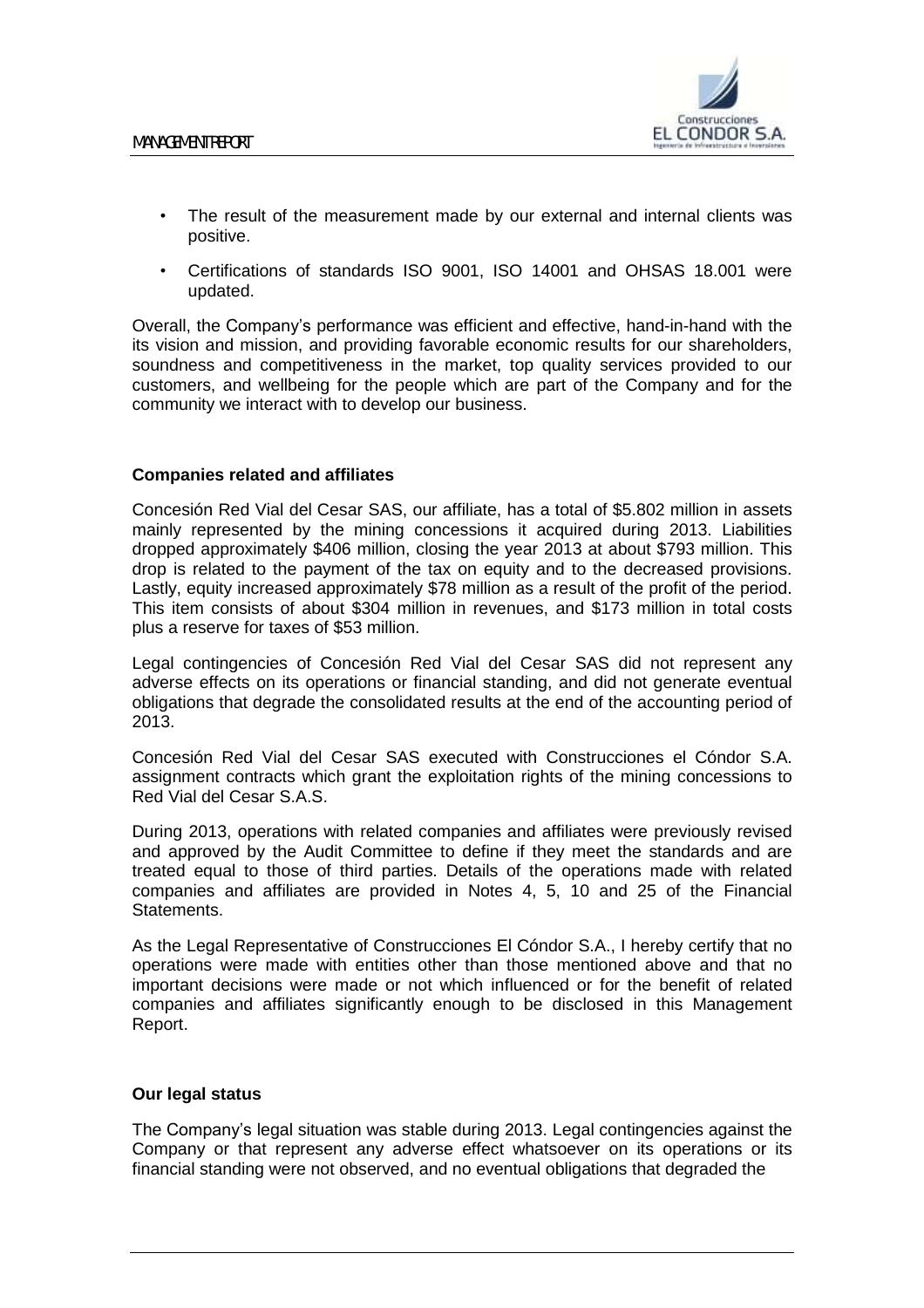- The result of the measurement made by our external and internal clients was positive.
- Certifications of standards ISO 9001, ISO 14001 and OHSAS 18.001 were updated.

Overall, the Company's performance was efficient and effective, hand-in-hand with the its vision and mission, and providing favorable economic results for our shareholders, soundness and competitiveness in the market, top quality services provided to our customers, and wellbeing for the people which are part of the Company and for the community we interact with to develop our business.

**Companies related and affiliates**

Concesión Red Vial del Cesar SAS, our affiliate, has a total of $5.802 million in assets mainly represented by the mining concessions it acquired during 2013. Liabilities dropped approximately $406 million, closing the year 2013 at about $793 million. This drop is related to the payment of the tax on equity and to the decreased provisions. Lastly, equity increased approximately $78 million as a result of the profit of the period. This item consists of about $304 million in revenues, and $173 million in total costs plus a reserve for taxes of $53 million.

Legal contingencies of Concesión Red Vial del Cesar SAS did not represent any adverse effects on its operations or financial standing, and did not generate eventual obligations that degrade the consolidated results at the end of the accounting period of 2013.

Concesión Red Vial del Cesar SAS executed with Construcciones el Cóndor S.A. assignment contracts which grant the exploitation rights of the mining concessions to Red Vial del Cesar S.A.S.

During 2013, operations with related companies and affiliates were previously revised and approved by the Audit Committee to define if they meet the standards and are treated equal to those of third parties. Details of the operations made with related companies and affiliates are provided in Notes 4, 5, 10 and 25 of the Financial Statements.

As the Legal Representative of Construcciones El Cóndor S.A., I hereby certify that no operations were made with entities other than those mentioned above and that no important decisions were made or not which influenced or for the benefit of related companies and affiliates significantly enough to be disclosed in this Management Report.

**Our legal status**

The Company's legal situation was stable during 2013. Legal contingencies against the Company or that represent any adverse effect whatsoever on its operations or its financial standing were not observed, and no eventual obligations that degraded the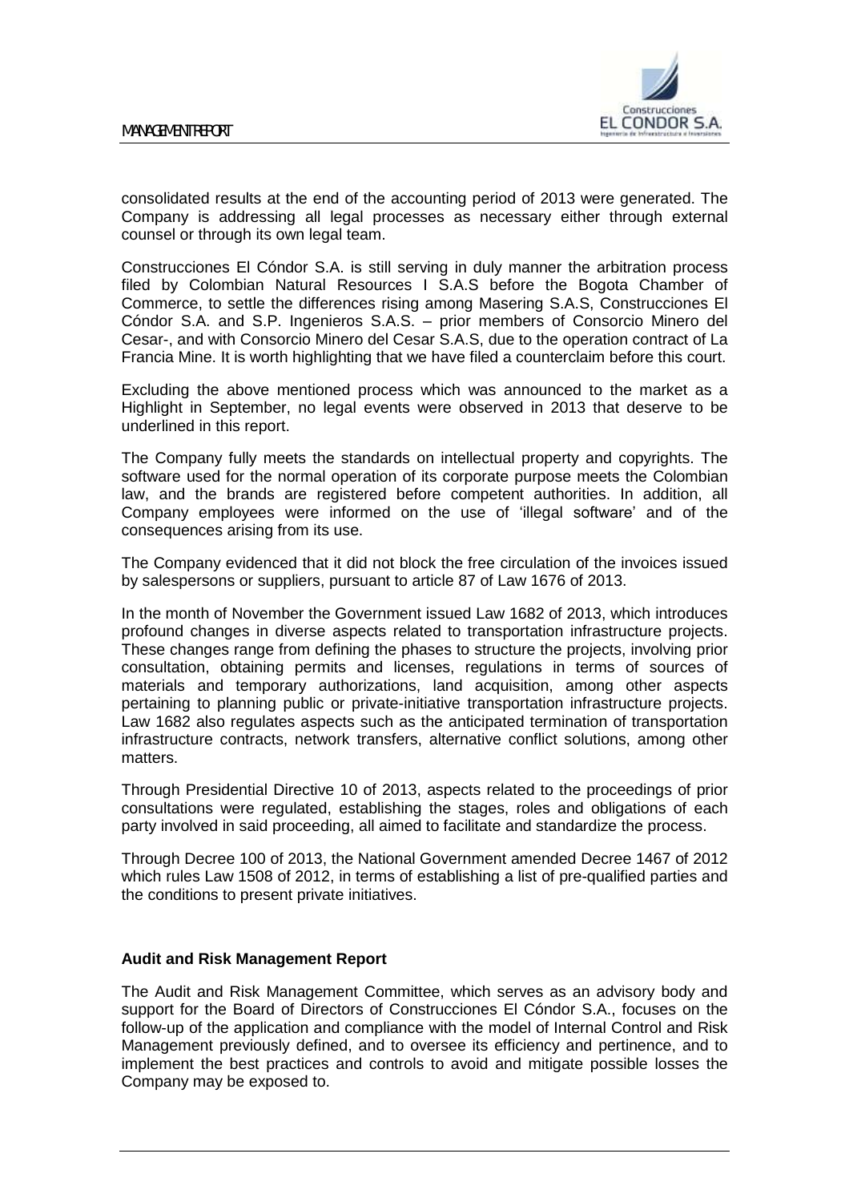consolidated results at the end of the accounting period of 2013 were generated. The Company is addressing all legal processes as necessary either through external counsel or through its own legal team.

Construcciones El Cóndor S.A. is still serving in duly manner the arbitration process filed by Colombian Natural Resources I S.A.S before the Bogota Chamber of Commerce, to settle the differences rising among Masering S.A.S, Construcciones El Cóndor S.A. and S.P. Ingenieros S.A.S. – prior members of Consorcio Minero del Cesar-, and with Consorcio Minero del Cesar S.A.S, due to the operation contract of La Francia Mine. It is worth highlighting that we have filed a counterclaim before this court.

Excluding the above mentioned process which was announced to the market as a Highlight in September, no legal events were observed in 2013 that deserve to be underlined in this report.

The Company fully meets the standards on intellectual property and copyrights. The software used for the normal operation of its corporate purpose meets the Colombian law, and the brands are registered before competent authorities. In addition, all Company employees were informed on the use of 'illegal software' and of the consequences arising from its use.

The Company evidenced that it did not block the free circulation of the invoices issued by salespersons or suppliers, pursuant to article 87 of Law 1676 of 2013.

In the month of November the Government issued Law 1682 of 2013, which introduces profound changes in diverse aspects related to transportation infrastructure projects. These changes range from defining the phases to structure the projects, involving prior consultation, obtaining permits and licenses, regulations in terms of sources of materials and temporary authorizations, land acquisition, among other aspects pertaining to planning public or private-initiative transportation infrastructure projects. Law 1682 also regulates aspects such as the anticipated termination of transportation infrastructure contracts, network transfers, alternative conflict solutions, among other matters.

Through Presidential Directive 10 of 2013, aspects related to the proceedings of prior consultations were regulated, establishing the stages, roles and obligations of each party involved in said proceeding, all aimed to facilitate and standardize the process.

Through Decree 100 of 2013, the National Government amended Decree 1467 of 2012 which rules Law 1508 of 2012, in terms of establishing a list of pre-qualified parties and the conditions to present private initiatives.

## Audit and Risk Management Report

The Audit and Risk Management Committee, which serves as an advisory body and support for the Board of Directors of Construcciones El Cóndor S.A., focuses on the follow-up of the application and compliance with the model of Internal Control and Risk Management previously defined, and to oversee its efficiency and pertinence, and to implement the best practices and controls to avoid and mitigate possible losses the Company may be exposed to.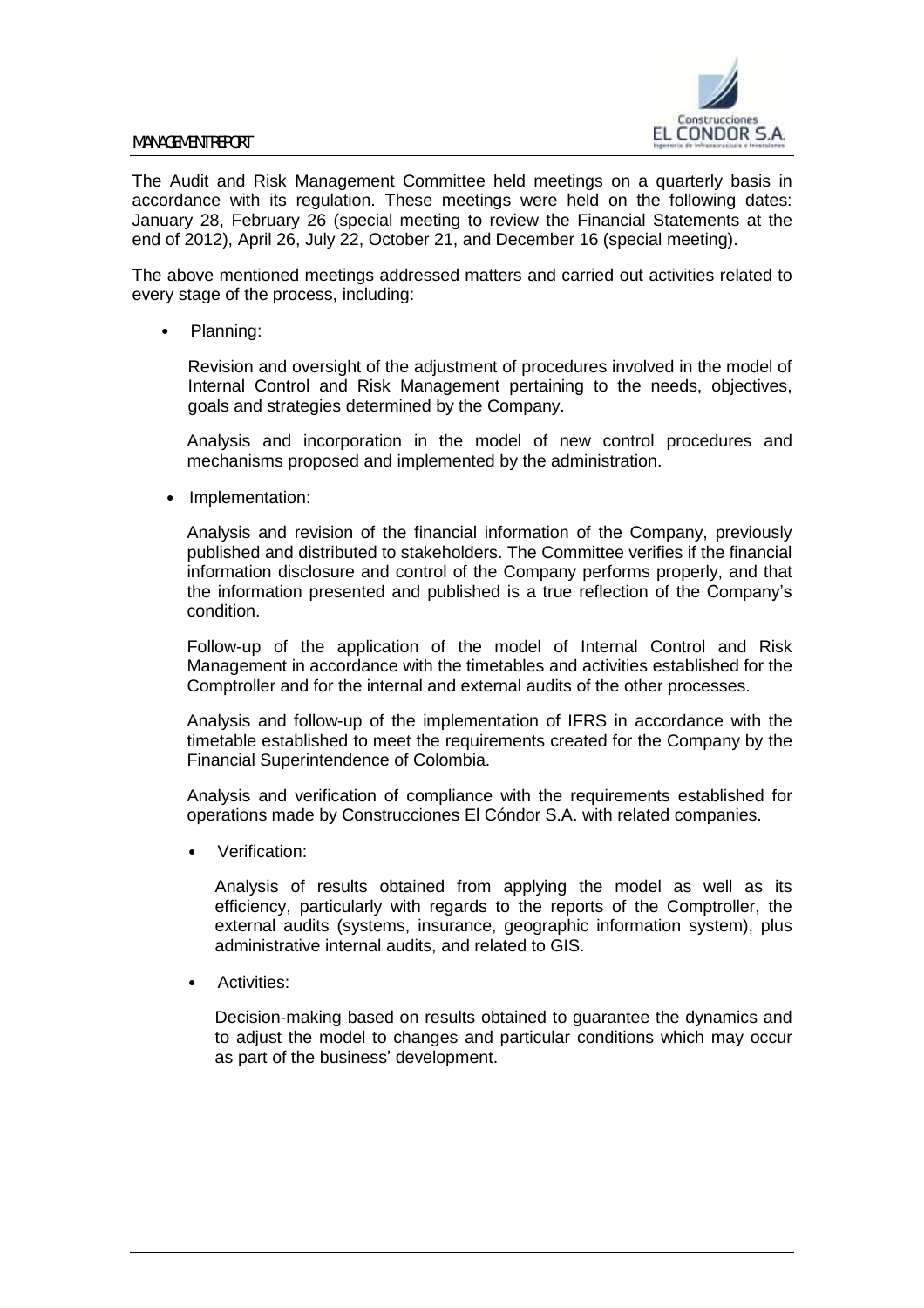The Audit and Risk Management Committee held meetings on a quarterly basis in accordance with its regulation. These meetings were held on the following dates: January 28, February 26 (special meeting to review the Financial Statements at the end of 2012), April 26, July 22, October 21, and December 16 (special meeting).

The above mentioned meetings addressed matters and carried out activities related to every stage of the process, including:

- Planning:

  Revision and oversight of the adjustment of procedures involved in the model of Internal Control and Risk Management pertaining to the needs, objectives, goals and strategies determined by the Company.

  Analysis and incorporation in the model of new control procedures and mechanisms proposed and implemented by the administration.

- Implementation:

  Analysis and revision of the financial information of the Company, previously published and distributed to stakeholders. The Committee verifies if the financial information disclosure and control of the Company performs properly, and that the information presented and published is a true reflection of the Company's condition.

  Follow-up of the application of the model of Internal Control and Risk Management in accordance with the timetables and activities established for the Comptroller and for the internal and external audits of the other processes.

  Analysis and follow-up of the implementation of IFRS in accordance with the timetable established to meet the requirements created for the Company by the Financial Superintendence of Colombia.

  Analysis and verification of compliance with the requirements established for operations made by Construcciones El Cóndor S.A. with related companies.

- Verification:

  Analysis of results obtained from applying the model as well as its efficiency, particularly with regards to the reports of the Comptroller, the external audits (systems, insurance, geographic information system), plus administrative internal audits, and related to GIS.

- Activities:

  Decision-making based on results obtained to guarantee the dynamics and to adjust the model to changes and particular conditions which may occur as part of the business' development.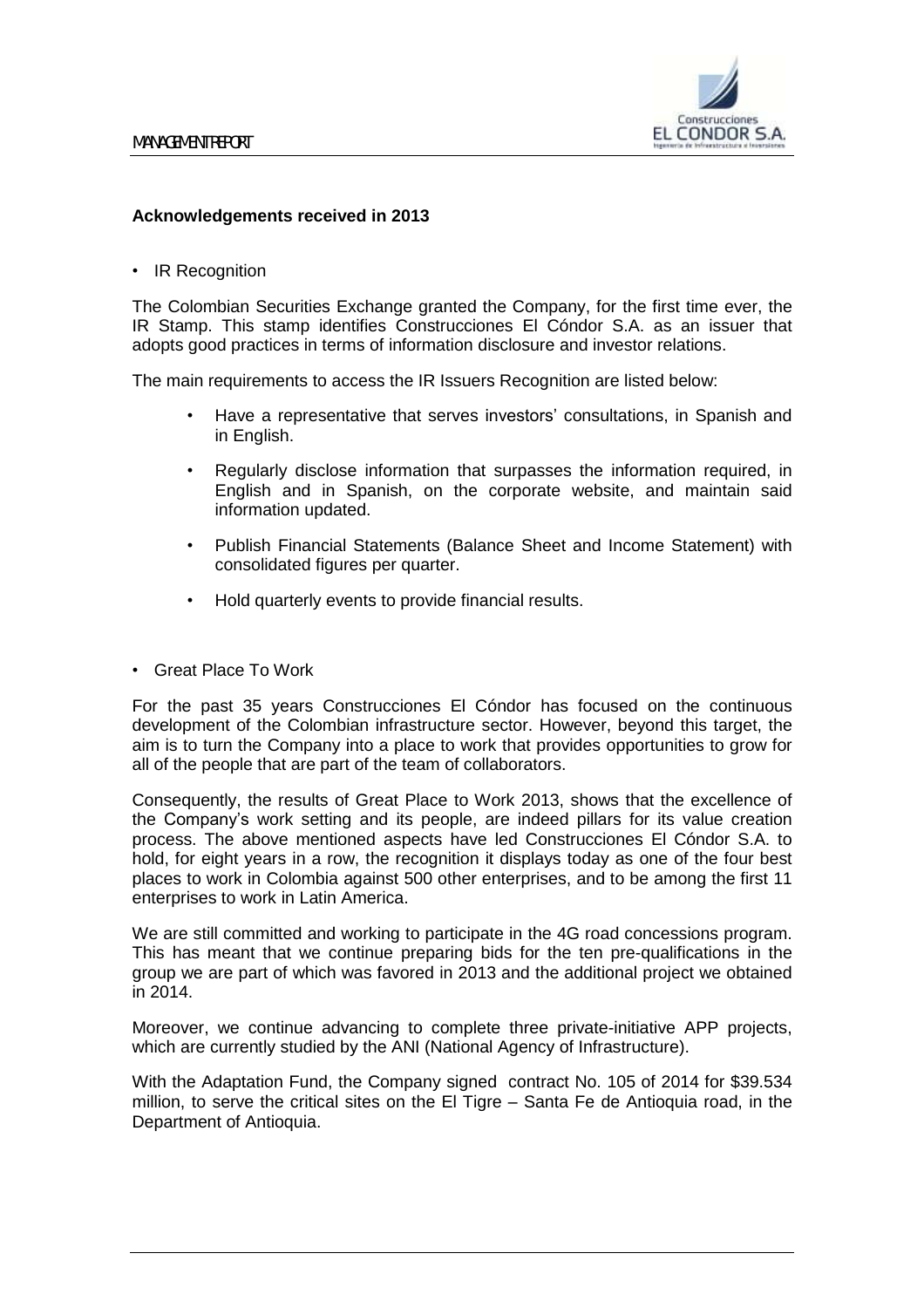**Acknowledgements received in 2013**

- IR Recognition

The Colombian Securities Exchange granted the Company, for the first time ever, the IR Stamp. This stamp identifies Construcciones El Cóndor S.A. as an issuer that adopts good practices in terms of information disclosure and investor relations.

The main requirements to access the IR Issuers Recognition are listed below:

- Have a representative that serves investors' consultations, in Spanish and in English.
- Regularly disclose information that surpasses the information required, in English and in Spanish, on the corporate website, and maintain said information updated.
- Publish Financial Statements (Balance Sheet and Income Statement) with consolidated figures per quarter.
- Hold quarterly events to provide financial results.

- Great Place To Work

For the past 35 years Construcciones El Cóndor has focused on the continuous development of the Colombian infrastructure sector. However, beyond this target, the aim is to turn the Company into a place to work that provides opportunities to grow for all of the people that are part of the team of collaborators.

Consequently, the results of Great Place to Work 2013, shows that the excellence of the Company's work setting and its people, are indeed pillars for its value creation process. The above mentioned aspects have led Construcciones El Cóndor S.A. to hold, for eight years in a row, the recognition it displays today as one of the four best places to work in Colombia against 500 other enterprises, and to be among the first 11 enterprises to work in Latin America.

We are still committed and working to participate in the 4G road concessions program. This has meant that we continue preparing bids for the ten pre-qualifications in the group we are part of which was favored in 2013 and the additional project we obtained in 2014.

Moreover, we continue advancing to complete three private-initiative APP projects, which are currently studied by the ANI (National Agency of Infrastructure).

With the Adaptation Fund, the Company signed contract No. 105 of 2014 for $39.534 million, to serve the critical sites on the El Tigre – Santa Fe de Antioquia road, in the Department of Antioquia.